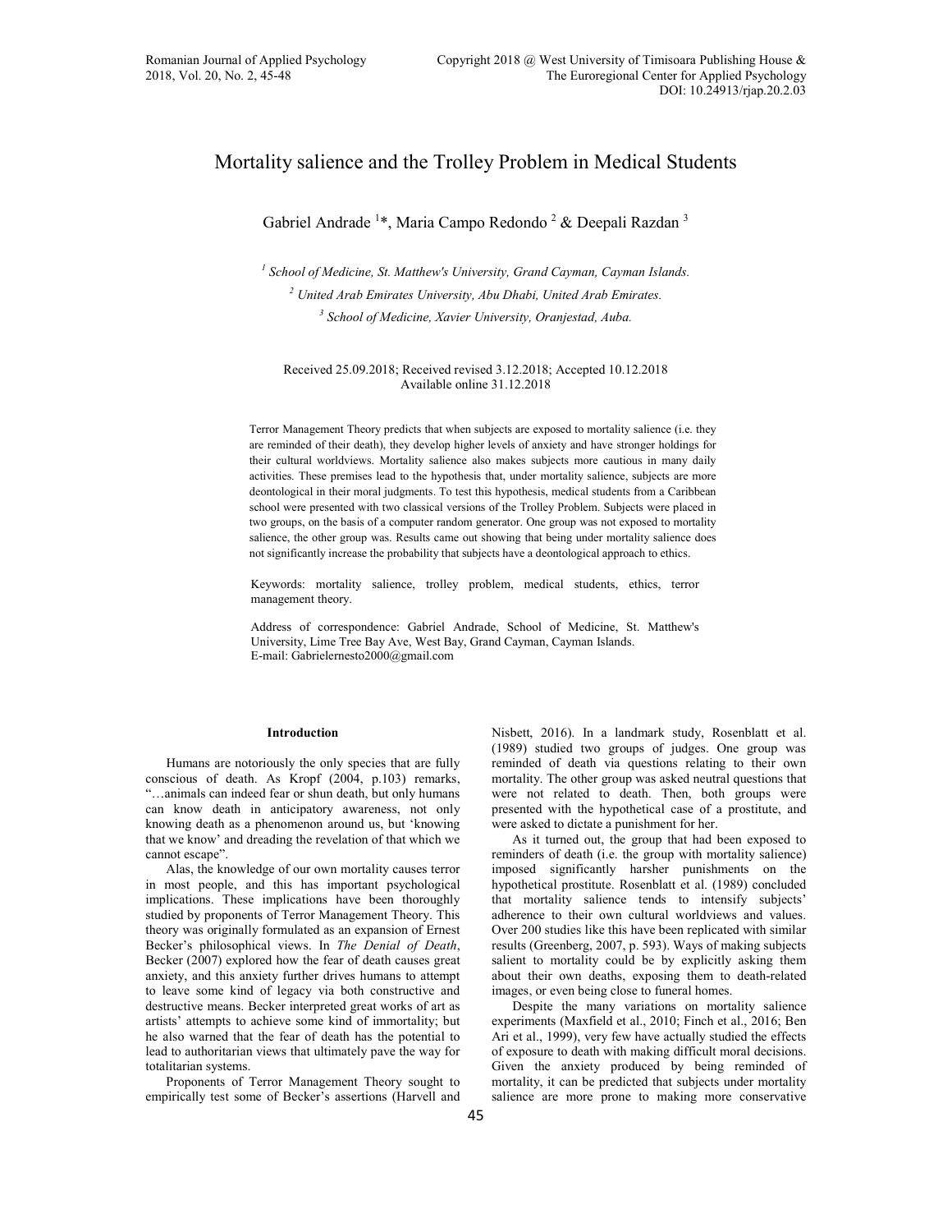# Mortality salience and the Trolley Problem in Medical Students

Gabriel Andrade [1]*, Maria Campo Redondo [2] & Deepali Razdan [3]

[1] *School of Medicine, St. Matthew's University, Grand Cayman, Cayman Islands.*

[2] *United Arab Emirates University, Abu Dhabi, United Arab Emirates.*

[3] *School of Medicine, Xavier University, Oranjestad, Auba.*

Received 25.09.2018; Received revised 3.12.2018; Accepted 10.12.2018
Available online 31.12.2018

Terror Management Theory predicts that when subjects are exposed to mortality salience (i.e. they are reminded of their death), they develop higher levels of anxiety and have stronger holdings for their cultural worldviews. Mortality salience also makes subjects more cautious in many daily activities. These premises lead to the hypothesis that, under mortality salience, subjects are more deontological in their moral judgments. To test this hypothesis, medical students from a Caribbean school were presented with two classical versions of the Trolley Problem. Subjects were placed in two groups, on the basis of a computer random generator. One group was not exposed to mortality salience, the other group was. Results came out showing that being under mortality salience does not significantly increase the probability that subjects have a deontological approach to ethics.

Keywords: mortality salience, trolley problem, medical students, ethics, terror management theory.

Address of correspondence: Gabriel Andrade, School of Medicine, St. Matthew's University, Lime Tree Bay Ave, West Bay, Grand Cayman, Cayman Islands.
E-mail: Gabrielernesto2000@gmail.com

## Introduction

Humans are notoriously the only species that are fully conscious of death. As Kropf (2004, p.103) remarks, "…animals can indeed fear or shun death, but only humans can know death in anticipatory awareness, not only knowing death as a phenomenon around us, but 'knowing that we know' and dreading the revelation of that which we cannot escape".

Alas, the knowledge of our own mortality causes terror in most people, and this has important psychological implications. These implications have been thoroughly studied by proponents of Terror Management Theory. This theory was originally formulated as an expansion of Ernest Becker's philosophical views. In *The Denial of Death*, Becker (2007) explored how the fear of death causes great anxiety, and this anxiety further drives humans to attempt to leave some kind of legacy via both constructive and destructive means. Becker interpreted great works of art as artists' attempts to achieve some kind of immortality; but he also warned that the fear of death has the potential to lead to authoritarian views that ultimately pave the way for totalitarian systems.

Proponents of Terror Management Theory sought to empirically test some of Becker's assertions (Harvell and Nisbett, 2016). In a landmark study, Rosenblatt et al. (1989) studied two groups of judges. One group was reminded of death via questions relating to their own mortality. The other group was asked neutral questions that were not related to death. Then, both groups were presented with the hypothetical case of a prostitute, and were asked to dictate a punishment for her.

As it turned out, the group that had been exposed to reminders of death (i.e. the group with mortality salience) imposed significantly harsher punishments on the hypothetical prostitute. Rosenblatt et al. (1989) concluded that mortality salience tends to intensify subjects' adherence to their own cultural worldviews and values. Over 200 studies like this have been replicated with similar results (Greenberg, 2007, p. 593). Ways of making subjects salient to mortality could be by explicitly asking them about their own deaths, exposing them to death-related images, or even being close to funeral homes.

Despite the many variations on mortality salience experiments (Maxfield et al., 2010; Finch et al., 2016; Ben Ari et al., 1999), very few have actually studied the effects of exposure to death with making difficult moral decisions. Given the anxiety produced by being reminded of mortality, it can be predicted that subjects under mortality salience are more prone to making more conservative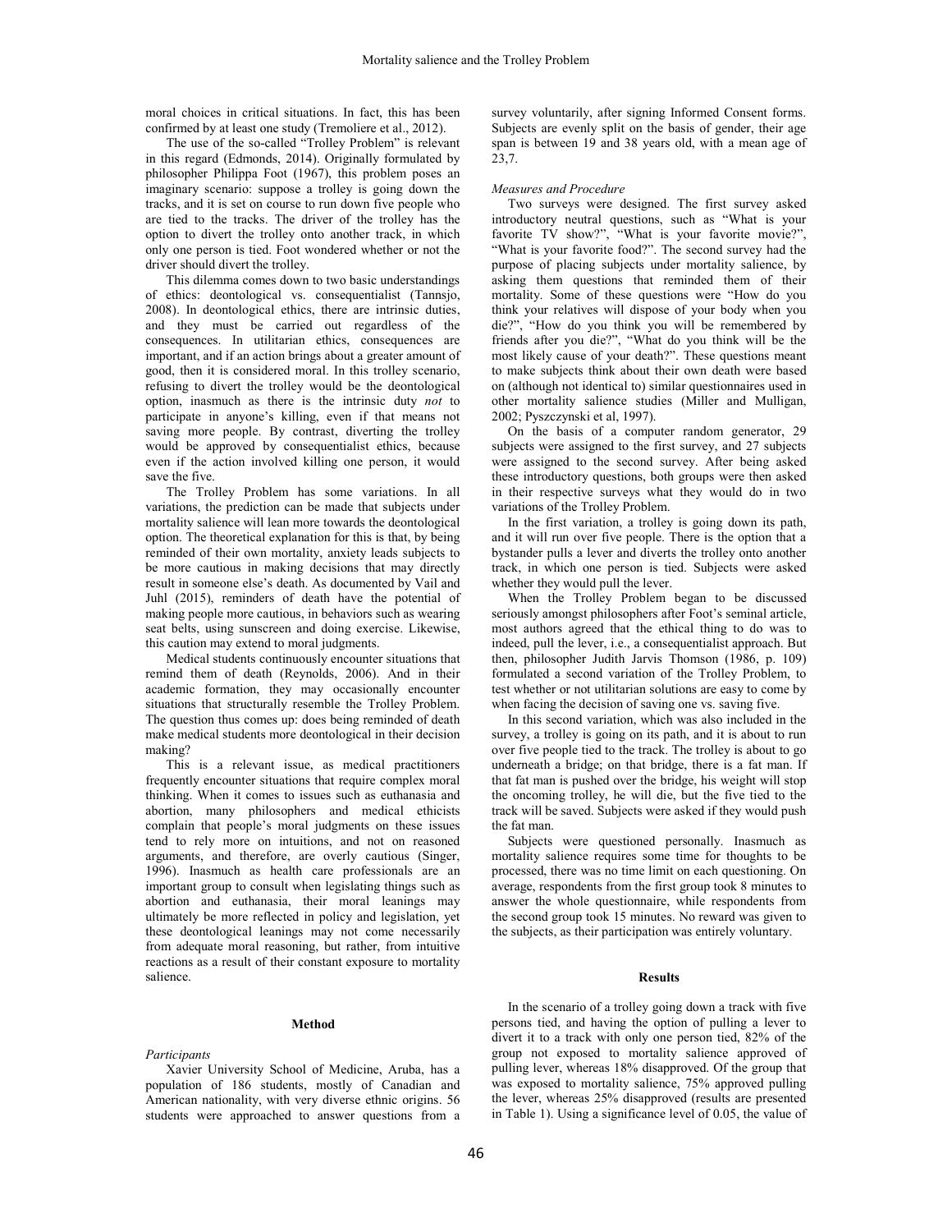moral choices in critical situations. In fact, this has been confirmed by at least one study (Tremoliere et al., 2012).

The use of the so-called "Trolley Problem" is relevant in this regard (Edmonds, 2014). Originally formulated by philosopher Philippa Foot (1967), this problem poses an imaginary scenario: suppose a trolley is going down the tracks, and it is set on course to run down five people who are tied to the tracks. The driver of the trolley has the option to divert the trolley onto another track, in which only one person is tied. Foot wondered whether or not the driver should divert the trolley.

This dilemma comes down to two basic understandings of ethics: deontological vs. consequentialist (Tannsjo, 2008). In deontological ethics, there are intrinsic duties, and they must be carried out regardless of the consequences. In utilitarian ethics, consequences are important, and if an action brings about a greater amount of good, then it is considered moral. In this trolley scenario, refusing to divert the trolley would be the deontological option, inasmuch as there is the intrinsic duty *not* to participate in anyone's killing, even if that means not saving more people. By contrast, diverting the trolley would be approved by consequentialist ethics, because even if the action involved killing one person, it would save the five.

The Trolley Problem has some variations. In all variations, the prediction can be made that subjects under mortality salience will lean more towards the deontological option. The theoretical explanation for this is that, by being reminded of their own mortality, anxiety leads subjects to be more cautious in making decisions that may directly result in someone else's death. As documented by Vail and Juhl (2015), reminders of death have the potential of making people more cautious, in behaviors such as wearing seat belts, using sunscreen and doing exercise. Likewise, this caution may extend to moral judgments.

Medical students continuously encounter situations that remind them of death (Reynolds, 2006). And in their academic formation, they may occasionally encounter situations that structurally resemble the Trolley Problem. The question thus comes up: does being reminded of death make medical students more deontological in their decision making?

This is a relevant issue, as medical practitioners frequently encounter situations that require complex moral thinking. When it comes to issues such as euthanasia and abortion, many philosophers and medical ethicists complain that people's moral judgments on these issues tend to rely more on intuitions, and not on reasoned arguments, and therefore, are overly cautious (Singer, 1996). Inasmuch as health care professionals are an important group to consult when legislating things such as abortion and euthanasia, their moral leanings may ultimately be more reflected in policy and legislation, yet these deontological leanings may not come necessarily from adequate moral reasoning, but rather, from intuitive reactions as a result of their constant exposure to mortality salience.

## Method

### *Participants*

Xavier University School of Medicine, Aruba, has a population of 186 students, mostly of Canadian and American nationality, with very diverse ethnic origins. 56 students were approached to answer questions from a survey voluntarily, after signing Informed Consent forms. Subjects are evenly split on the basis of gender, their age span is between 19 and 38 years old, with a mean age of 23,7.

### *Measures and Procedure*

Two surveys were designed. The first survey asked introductory neutral questions, such as "What is your favorite TV show?", "What is your favorite movie?", "What is your favorite food?". The second survey had the purpose of placing subjects under mortality salience, by asking them questions that reminded them of their mortality. Some of these questions were "How do you think your relatives will dispose of your body when you die?", "How do you think you will be remembered by friends after you die?", "What do you think will be the most likely cause of your death?". These questions meant to make subjects think about their own death were based on (although not identical to) similar questionnaires used in other mortality salience studies (Miller and Mulligan, 2002; Pyszczynski et al, 1997).

On the basis of a computer random generator, 29 subjects were assigned to the first survey, and 27 subjects were assigned to the second survey. After being asked these introductory questions, both groups were then asked in their respective surveys what they would do in two variations of the Trolley Problem.

In the first variation, a trolley is going down its path, and it will run over five people. There is the option that a bystander pulls a lever and diverts the trolley onto another track, in which one person is tied. Subjects were asked whether they would pull the lever.

When the Trolley Problem began to be discussed seriously amongst philosophers after Foot's seminal article, most authors agreed that the ethical thing to do was to indeed, pull the lever, i.e., a consequentialist approach. But then, philosopher Judith Jarvis Thomson (1986, p. 109) formulated a second variation of the Trolley Problem, to test whether or not utilitarian solutions are easy to come by when facing the decision of saving one vs. saving five.

In this second variation, which was also included in the survey, a trolley is going on its path, and it is about to run over five people tied to the track. The trolley is about to go underneath a bridge; on that bridge, there is a fat man. If that fat man is pushed over the bridge, his weight will stop the oncoming trolley, he will die, but the five tied to the track will be saved. Subjects were asked if they would push the fat man.

Subjects were questioned personally. Inasmuch as mortality salience requires some time for thoughts to be processed, there was no time limit on each questioning. On average, respondents from the first group took 8 minutes to answer the whole questionnaire, while respondents from the second group took 15 minutes. No reward was given to the subjects, as their participation was entirely voluntary.

## Results

In the scenario of a trolley going down a track with five persons tied, and having the option of pulling a lever to divert it to a track with only one person tied, 82% of the group not exposed to mortality salience approved of pulling lever, whereas 18% disapproved. Of the group that was exposed to mortality salience, 75% approved pulling the lever, whereas 25% disapproved (results are presented in Table 1). Using a significance level of 0.05, the value of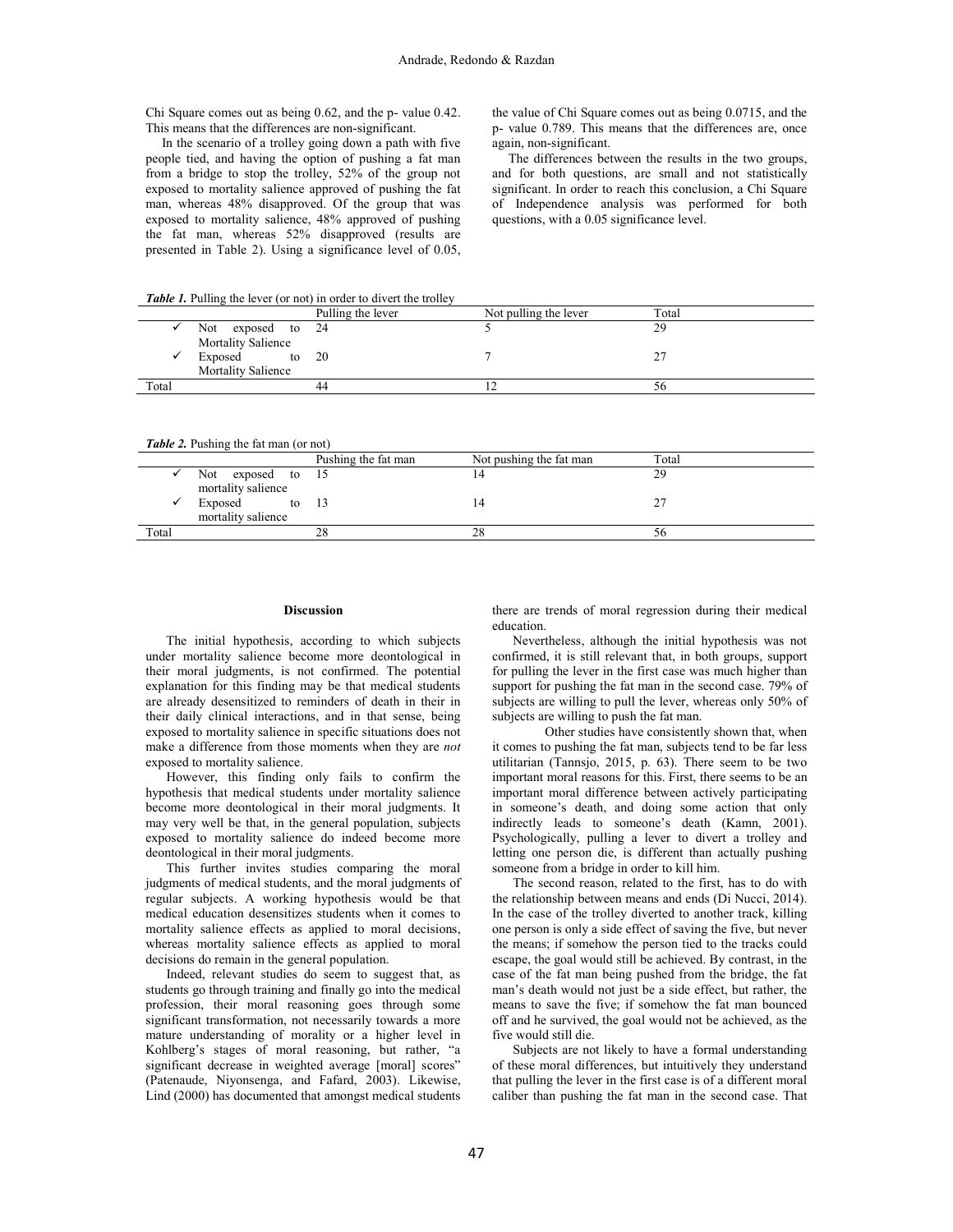Chi Square comes out as being 0.62, and the p- value 0.42. This means that the differences are non-significant.

In the scenario of a trolley going down a path with five people tied, and having the option of pushing a fat man from a bridge to stop the trolley, 52% of the group not exposed to mortality salience approved of pushing the fat man, whereas 48% disapproved. Of the group that was exposed to mortality salience, 48% approved of pushing the fat man, whereas 52% disapproved (results are presented in Table 2). Using a significance level of 0.05, the value of Chi Square comes out as being 0.0715, and the p- value 0.789. This means that the differences are, once again, non-significant.

The differences between the results in the two groups, and for both questions, are small and not statistically significant. In order to reach this conclusion, a Chi Square of Independence analysis was performed for both questions, with a 0.05 significance level.

***Table 1.*** Pulling the lever (or not) in order to divert the trolley

| | Pulling the lever | Not pulling the lever | Total |
|---|---|---|---|
| ✓ Not exposed to Mortality Salience | 24 | 5 | 29 |
| ✓ Exposed to Mortality Salience | 20 | 7 | 27 |
| Total | 44 | 12 | 56 |

***Table 2.*** Pushing the fat man (or not)

| | Pushing the fat man | Not pushing the fat man | Total |
|---|---|---|---|
| ✓ Not exposed to mortality salience | 15 | 14 | 29 |
| ✓ Exposed to mortality salience | 13 | 14 | 27 |
| Total | 28 | 28 | 56 |

## Discussion

The initial hypothesis, according to which subjects under mortality salience become more deontological in their moral judgments, is not confirmed. The potential explanation for this finding may be that medical students are already desensitized to reminders of death in their in their daily clinical interactions, and in that sense, being exposed to mortality salience in specific situations does not make a difference from those moments when they are *not* exposed to mortality salience.

However, this finding only fails to confirm the hypothesis that medical students under mortality salience become more deontological in their moral judgments. It may very well be that, in the general population, subjects exposed to mortality salience do indeed become more deontological in their moral judgments.

This further invites studies comparing the moral judgments of medical students, and the moral judgments of regular subjects. A working hypothesis would be that medical education desensitizes students when it comes to mortality salience effects as applied to moral decisions, whereas mortality salience effects as applied to moral decisions do remain in the general population.

Indeed, relevant studies do seem to suggest that, as students go through training and finally go into the medical profession, their moral reasoning goes through some significant transformation, not necessarily towards a more mature understanding of morality or a higher level in Kohlberg's stages of moral reasoning, but rather, "a significant decrease in weighted average [moral] scores" (Patenaude, Niyonsenga, and Fafard, 2003). Likewise, Lind (2000) has documented that amongst medical students there are trends of moral regression during their medical education.

Nevertheless, although the initial hypothesis was not confirmed, it is still relevant that, in both groups, support for pulling the lever in the first case was much higher than support for pushing the fat man in the second case. 79% of subjects are willing to pull the lever, whereas only 50% of subjects are willing to push the fat man.

Other studies have consistently shown that, when it comes to pushing the fat man, subjects tend to be far less utilitarian (Tannsjo, 2015, p. 63). There seem to be two important moral reasons for this. First, there seems to be an important moral difference between actively participating in someone's death, and doing some action that only indirectly leads to someone's death (Kamn, 2001). Psychologically, pulling a lever to divert a trolley and letting one person die, is different than actually pushing someone from a bridge in order to kill him.

The second reason, related to the first, has to do with the relationship between means and ends (Di Nucci, 2014). In the case of the trolley diverted to another track, killing one person is only a side effect of saving the five, but never the means; if somehow the person tied to the tracks could escape, the goal would still be achieved. By contrast, in the case of the fat man being pushed from the bridge, the fat man's death would not just be a side effect, but rather, the means to save the five; if somehow the fat man bounced off and he survived, the goal would not be achieved, as the five would still die.

Subjects are not likely to have a formal understanding of these moral differences, but intuitively they understand that pulling the lever in the first case is of a different moral caliber than pushing the fat man in the second case. That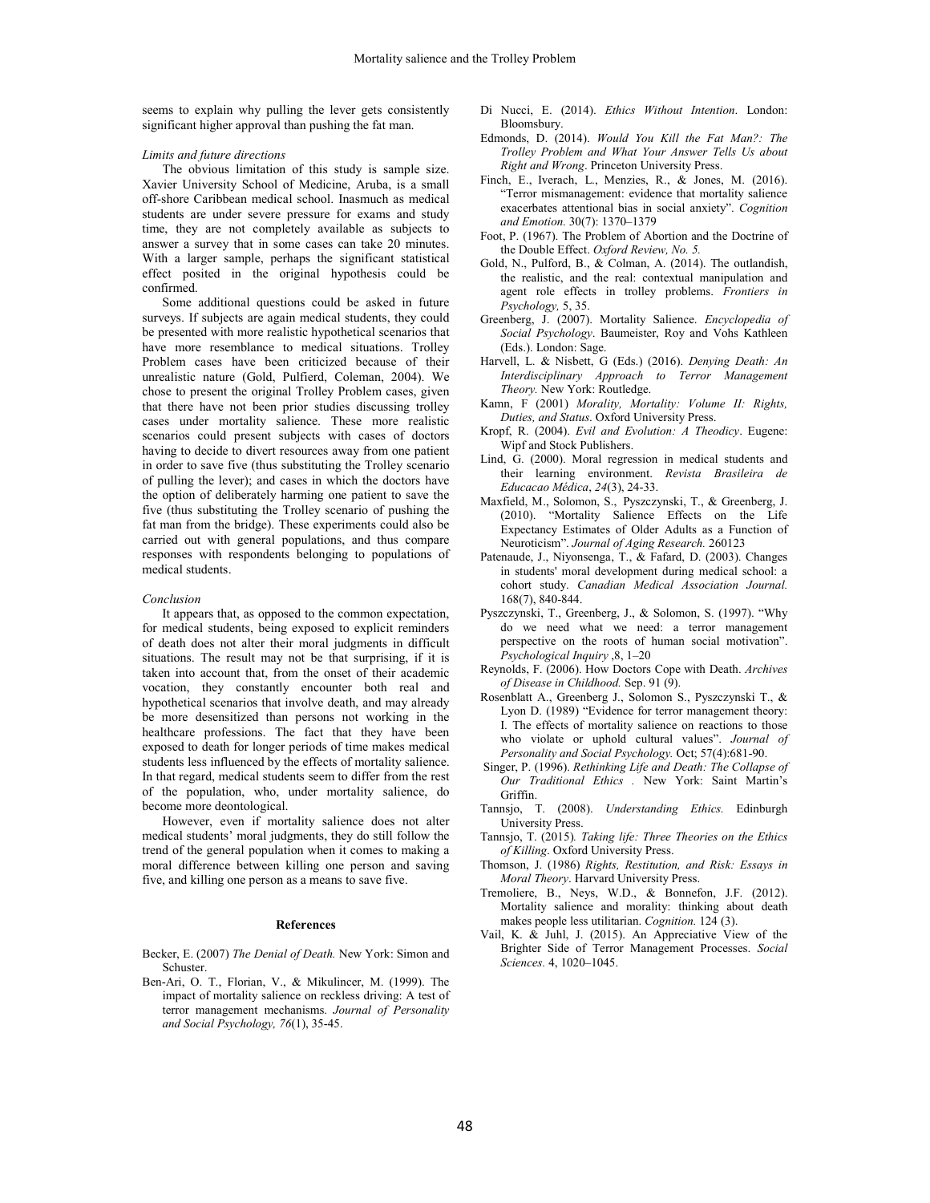seems to explain why pulling the lever gets consistently significant higher approval than pushing the fat man.

*Limits and future directions*

The obvious limitation of this study is sample size. Xavier University School of Medicine, Aruba, is a small off-shore Caribbean medical school. Inasmuch as medical students are under severe pressure for exams and study time, they are not completely available as subjects to answer a survey that in some cases can take 20 minutes. With a larger sample, perhaps the significant statistical effect posited in the original hypothesis could be confirmed.

Some additional questions could be asked in future surveys. If subjects are again medical students, they could be presented with more realistic hypothetical scenarios that have more resemblance to medical situations. Trolley Problem cases have been criticized because of their unrealistic nature (Gold, Pulfierd, Coleman, 2004). We chose to present the original Trolley Problem cases, given that there have not been prior studies discussing trolley cases under mortality salience. These more realistic scenarios could present subjects with cases of doctors having to decide to divert resources away from one patient in order to save five (thus substituting the Trolley scenario of pulling the lever); and cases in which the doctors have the option of deliberately harming one patient to save the five (thus substituting the Trolley scenario of pushing the fat man from the bridge). These experiments could also be carried out with general populations, and thus compare responses with respondents belonging to populations of medical students.

*Conclusion*

It appears that, as opposed to the common expectation, for medical students, being exposed to explicit reminders of death does not alter their moral judgments in difficult situations. The result may not be that surprising, if it is taken into account that, from the onset of their academic vocation, they constantly encounter both real and hypothetical scenarios that involve death, and may already be more desensitized than persons not working in the healthcare professions. The fact that they have been exposed to death for longer periods of time makes medical students less influenced by the effects of mortality salience. In that regard, medical students seem to differ from the rest of the population, who, under mortality salience, do become more deontological.

However, even if mortality salience does not alter medical students' moral judgments, they do still follow the trend of the general population when it comes to making a moral difference between killing one person and saving five, and killing one person as a means to save five.

## References

Becker, E. (2007) *The Denial of Death.* New York: Simon and Schuster.

Ben-Ari, O. T., Florian, V., & Mikulincer, M. (1999). The impact of mortality salience on reckless driving: A test of terror management mechanisms. *Journal of Personality and Social Psychology, 76*(1), 35-45.

Di Nucci, E. (2014). *Ethics Without Intention*. London: Bloomsbury.

Edmonds, D. (2014). *Would You Kill the Fat Man?: The Trolley Problem and What Your Answer Tells Us about Right and Wrong*. Princeton University Press.

Finch, E., Iverach, L., Menzies, R., & Jones, M. (2016). "Terror mismanagement: evidence that mortality salience exacerbates attentional bias in social anxiety". *Cognition and Emotion.* 30(7): 1370–1379

Foot, P. (1967). The Problem of Abortion and the Doctrine of the Double Effect. *Oxford Review, No. 5.*

Gold, N., Pulford, B., & Colman, A. (2014). The outlandish, the realistic, and the real: contextual manipulation and agent role effects in trolley problems. *Frontiers in Psychology,* 5, 35.

Greenberg, J. (2007). Mortality Salience. *Encyclopedia of Social Psychology*. Baumeister, Roy and Vohs Kathleen (Eds.). London: Sage.

Harvell, L. & Nisbett, G (Eds.) (2016). *Denying Death: An Interdisciplinary Approach to Terror Management Theory.* New York: Routledge.

Kamn, F (2001) *Morality, Mortality: Volume II: Rights, Duties, and Status*. Oxford University Press.

Kropf, R. (2004). *Evil and Evolution: A Theodicy*. Eugene: Wipf and Stock Publishers.

Lind, G. (2000). Moral regression in medical students and their learning environment. *Revista Brasileira de Educacao Médica*, *24*(3), 24-33.

Maxfield, M., Solomon, S., Pyszczynski, T., & Greenberg, J. (2010). "Mortality Salience Effects on the Life Expectancy Estimates of Older Adults as a Function of Neuroticism". *Journal of Aging Research.* 260123

Patenaude, J., Niyonsenga, T., & Fafard, D. (2003). Changes in students' moral development during medical school: a cohort study. *Canadian Medical Association Journal.* 168(7), 840-844.

Pyszczynski, T., Greenberg, J., & Solomon, S. (1997). "Why do we need what we need: a terror management perspective on the roots of human social motivation". *Psychological Inquiry* ,8, 1–20

Reynolds, F. (2006). How Doctors Cope with Death. *Archives of Disease in Childhood.* Sep. 91 (9).

Rosenblatt A., Greenberg J., Solomon S., Pyszczynski T., & Lyon D. (1989) "Evidence for terror management theory: I. The effects of mortality salience on reactions to those who violate or uphold cultural values". *Journal of Personality and Social Psychology.* Oct; 57(4):681-90.

Singer, P. (1996). *Rethinking Life and Death: The Collapse of Our Traditional Ethics .* New York: Saint Martin's Griffin.

Tannsjo, T. (2008). *Understanding Ethics.* Edinburgh University Press.

Tannsjo, T. (2015)*. Taking life: Three Theories on the Ethics of Killing*. Oxford University Press.

Thomson, J. (1986) *Rights, Restitution, and Risk: Essays in Moral Theory*. Harvard University Press.

Tremoliere, B., Neys, W.D., & Bonnefon, J.F. (2012). Mortality salience and morality: thinking about death makes people less utilitarian. *Cognition.* 124 (3).

Vail, K. & Juhl, J. (2015). An Appreciative View of the Brighter Side of Terror Management Processes. *Social Sciences.* 4, 1020–1045.